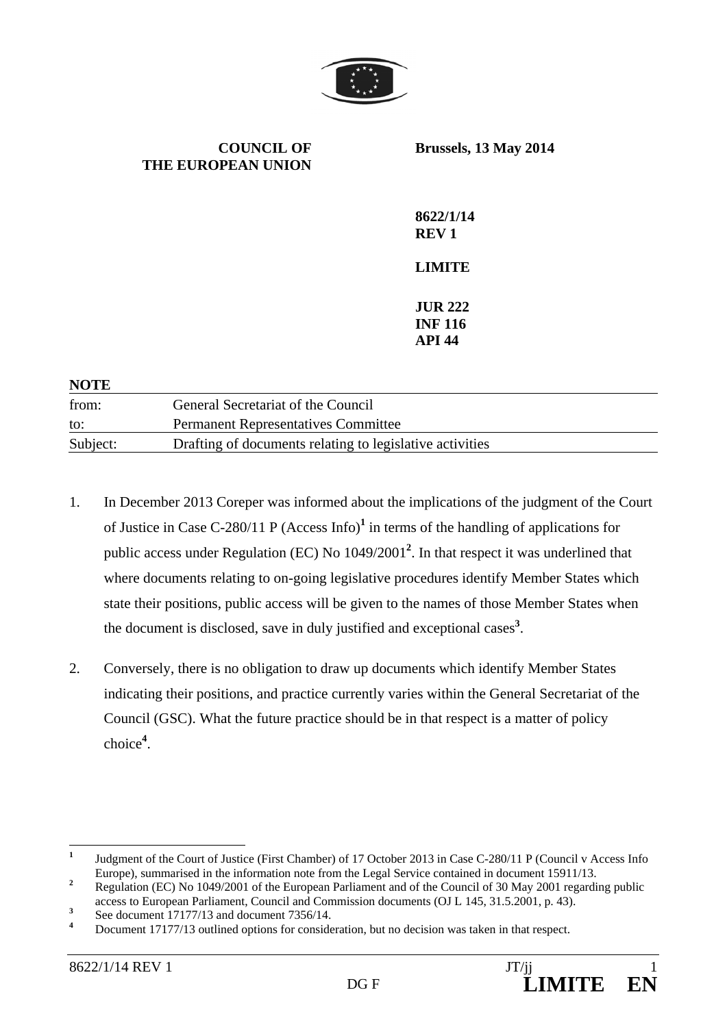**COUNCIL OF THE EUROPEAN UNION**

**Brussels, 13 May 2014**

**8622/1/14**
**REV 1**

**LIMITE**

**JUR 222**
**INF 116**
**API 44**

**NOTE**

| | |
|---|---|
| from: | General Secretariat of the Council |
| to: | Permanent Representatives Committee |
| Subject: | Drafting of documents relating to legislative activities |

1. In December 2013 Coreper was informed about the implications of the judgment of the Court of Justice in Case C-280/11 P (Access Info)[1] in terms of the handling of applications for public access under Regulation (EC) No 1049/2001[2]. In that respect it was underlined that where documents relating to on-going legislative procedures identify Member States which state their positions, public access will be given to the names of those Member States when the document is disclosed, save in duly justified and exceptional cases[3].

2. Conversely, there is no obligation to draw up documents which identify Member States indicating their positions, and practice currently varies within the General Secretariat of the Council (GSC). What the future practice should be in that respect is a matter of policy choice[4].

---

[1] Judgment of the Court of Justice (First Chamber) of 17 October 2013 in Case C-280/11 P (Council v Access Info Europe), summarised in the information note from the Legal Service contained in document 15911/13.

[2] Regulation (EC) No 1049/2001 of the European Parliament and of the Council of 30 May 2001 regarding public access to European Parliament, Council and Commission documents (OJ L 145, 31.5.2001, p. 43).

[3] See document 17177/13 and document 7356/14.

[4] Document 17177/13 outlined options for consideration, but no decision was taken in that respect.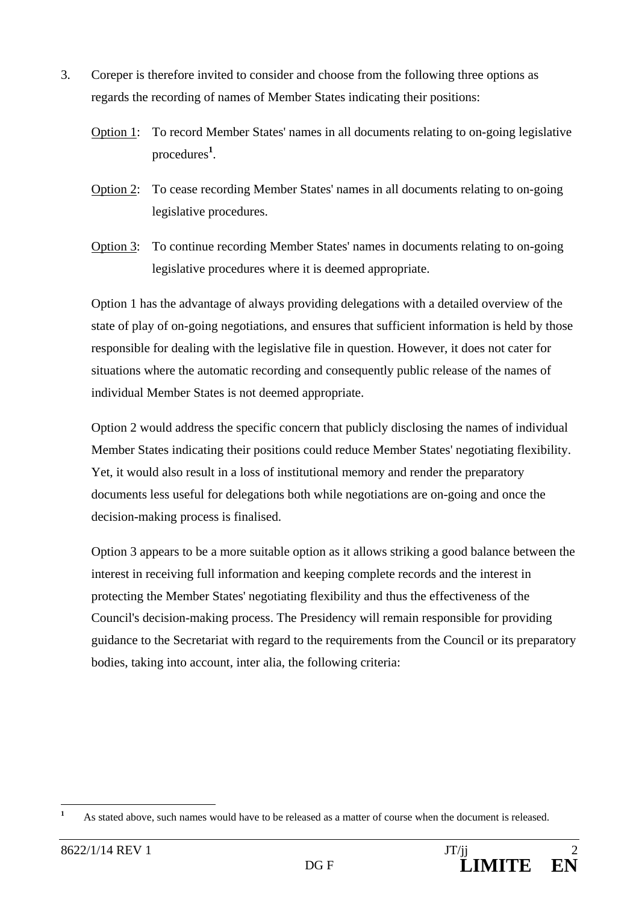3. Coreper is therefore invited to consider and choose from the following three options as regards the recording of names of Member States indicating their positions:

   Option 1: To record Member States' names in all documents relating to on-going legislative procedures[1].

   Option 2: To cease recording Member States' names in all documents relating to on-going legislative procedures.

   Option 3: To continue recording Member States' names in documents relating to on-going legislative procedures where it is deemed appropriate.

   Option 1 has the advantage of always providing delegations with a detailed overview of the state of play of on-going negotiations, and ensures that sufficient information is held by those responsible for dealing with the legislative file in question. However, it does not cater for situations where the automatic recording and consequently public release of the names of individual Member States is not deemed appropriate.

   Option 2 would address the specific concern that publicly disclosing the names of individual Member States indicating their positions could reduce Member States' negotiating flexibility. Yet, it would also result in a loss of institutional memory and render the preparatory documents less useful for delegations both while negotiations are on-going and once the decision-making process is finalised.

   Option 3 appears to be a more suitable option as it allows striking a good balance between the interest in receiving full information and keeping complete records and the interest in protecting the Member States' negotiating flexibility and thus the effectiveness of the Council's decision-making process. The Presidency will remain responsible for providing guidance to the Secretariat with regard to the requirements from the Council or its preparatory bodies, taking into account, inter alia, the following criteria:

---

[1] As stated above, such names would have to be released as a matter of course when the document is released.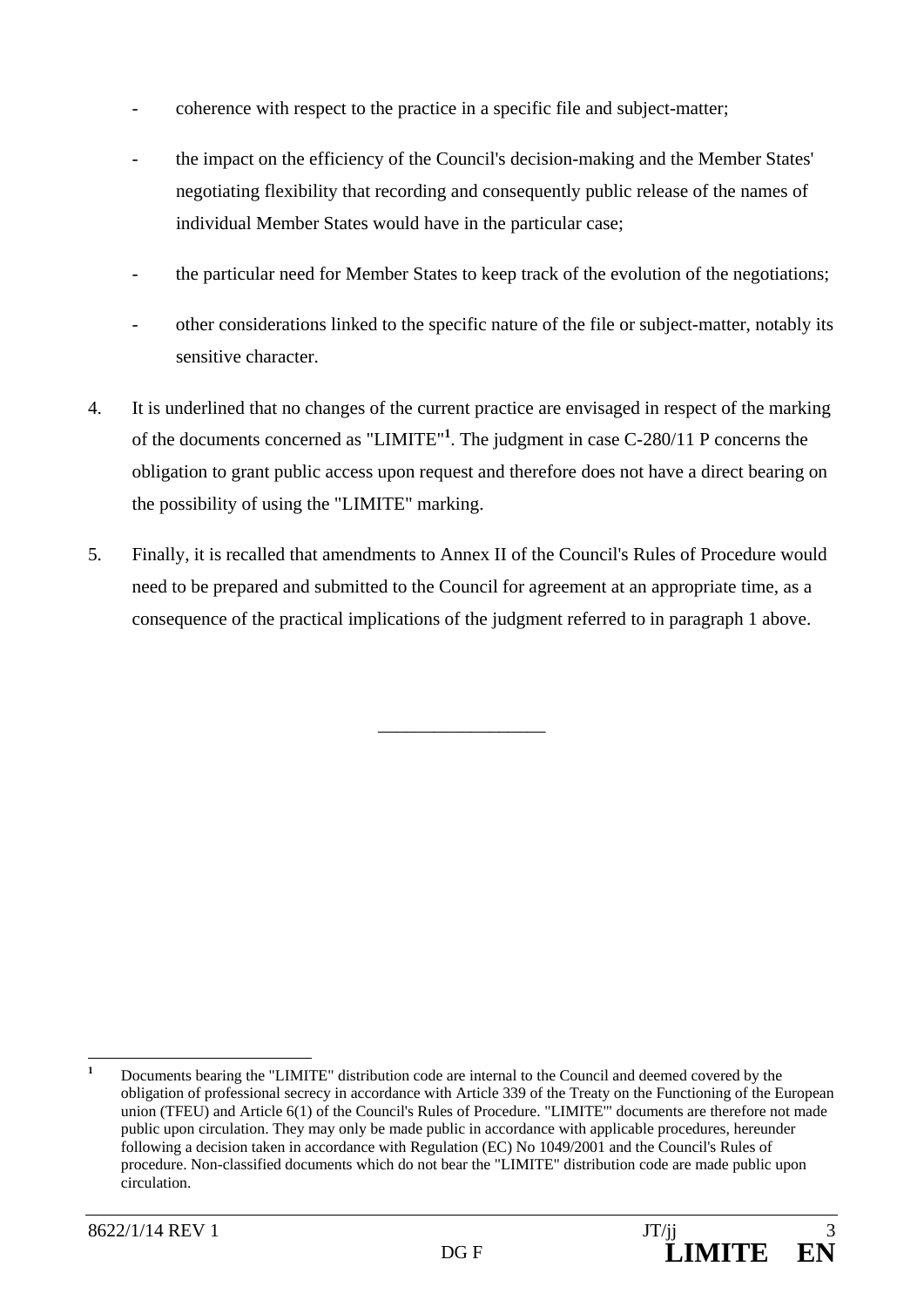- coherence with respect to the practice in a specific file and subject-matter;
- the impact on the efficiency of the Council's decision-making and the Member States' negotiating flexibility that recording and consequently public release of the names of individual Member States would have in the particular case;
- the particular need for Member States to keep track of the evolution of the negotiations;
- other considerations linked to the specific nature of the file or subject-matter, notably its sensitive character.

4. It is underlined that no changes of the current practice are envisaged in respect of the marking of the documents concerned as "LIMITE"[1]. The judgment in case C-280/11 P concerns the obligation to grant public access upon request and therefore does not have a direct bearing on the possibility of using the "LIMITE" marking.

5. Finally, it is recalled that amendments to Annex II of the Council's Rules of Procedure would need to be prepared and submitted to the Council for agreement at an appropriate time, as a consequence of the practical implications of the judgment referred to in paragraph 1 above.

---

[1] Documents bearing the "LIMITE" distribution code are internal to the Council and deemed covered by the obligation of professional secrecy in accordance with Article 339 of the Treaty on the Functioning of the European union (TFEU) and Article 6(1) of the Council's Rules of Procedure. "LIMITE"' documents are therefore not made public upon circulation. They may only be made public in accordance with applicable procedures, hereunder following a decision taken in accordance with Regulation (EC) No 1049/2001 and the Council's Rules of procedure. Non-classified documents which do not bear the "LIMITE" distribution code are made public upon circulation.